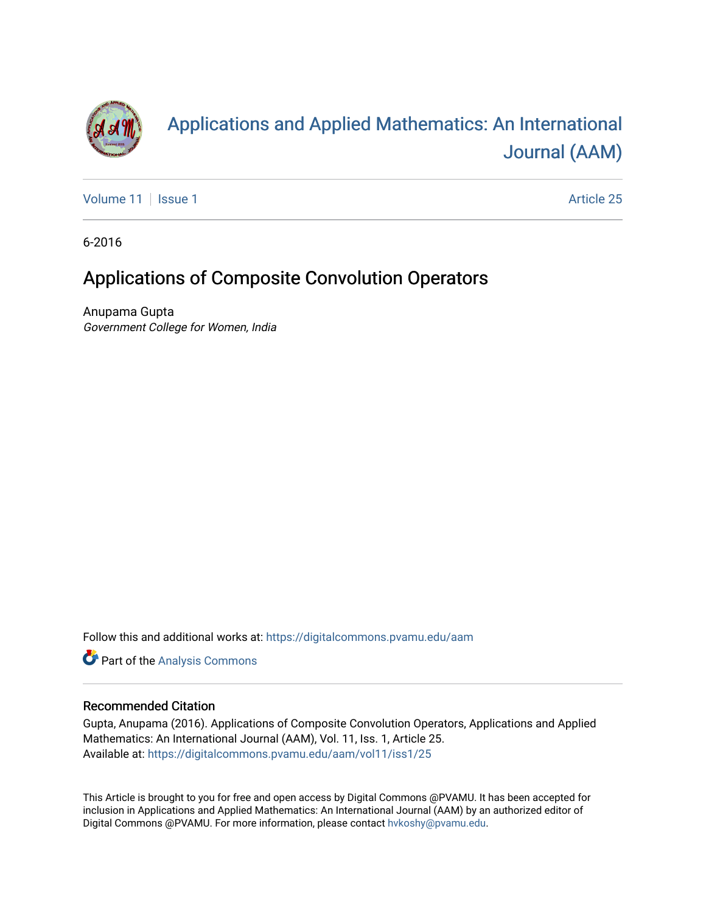# Applications and Applied Mathematics: An International Journal (AAM)

Volume 11 | Issue 1 | Article 25

6-2016

## Applications of Composite Convolution Operators

Anupama Gupta
*Government College for Women, India*

Follow this and additional works at: https://digitalcommons.pvamu.edu/aam

Part of the Analysis Commons

### Recommended Citation

Gupta, Anupama (2016). Applications of Composite Convolution Operators, Applications and Applied Mathematics: An International Journal (AAM), Vol. 11, Iss. 1, Article 25.
Available at: https://digitalcommons.pvamu.edu/aam/vol11/iss1/25

This Article is brought to you for free and open access by Digital Commons @PVAMU. It has been accepted for inclusion in Applications and Applied Mathematics: An International Journal (AAM) by an authorized editor of Digital Commons @PVAMU. For more information, please contact hvkoshy@pvamu.edu.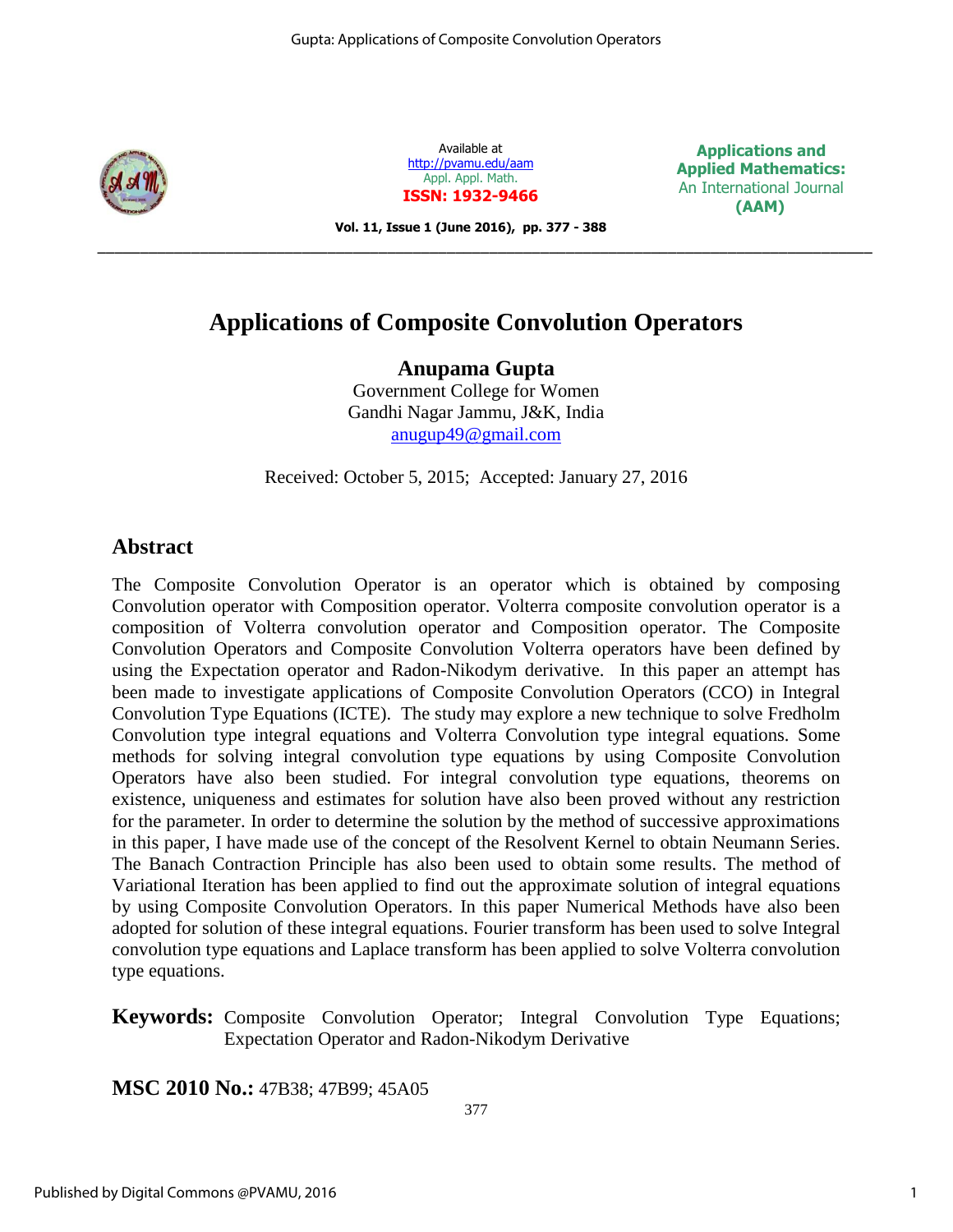Available at http://pvamu.edu/aam
Appl. Appl. Math.
**ISSN: 1932-9466**

**Applications and Applied Mathematics: An International Journal (AAM)**

# Applications of Composite Convolution Operators

**Anupama Gupta**
Government College for Women
Gandhi Nagar Jammu, J&K, India
anugup49@gmail.com

Received: October 5, 2015; Accepted: January 27, 2016

## Abstract

The Composite Convolution Operator is an operator which is obtained by composing Convolution operator with Composition operator. Volterra composite convolution operator is a composition of Volterra convolution operator and Composition operator. The Composite Convolution Operators and Composite Convolution Volterra operators have been defined by using the Expectation operator and Radon-Nikodym derivative. In this paper an attempt has been made to investigate applications of Composite Convolution Operators (CCO) in Integral Convolution Type Equations (ICTE). The study may explore a new technique to solve Fredholm Convolution type integral equations and Volterra Convolution type integral equations. Some methods for solving integral convolution type equations by using Composite Convolution Operators have also been studied. For integral convolution type equations, theorems on existence, uniqueness and estimates for solution have also been proved without any restriction for the parameter. In order to determine the solution by the method of successive approximations in this paper, I have made use of the concept of the Resolvent Kernel to obtain Neumann Series. The Banach Contraction Principle has also been used to obtain some results. The method of Variational Iteration has been applied to find out the approximate solution of integral equations by using Composite Convolution Operators. In this paper Numerical Methods have also been adopted for solution of these integral equations. Fourier transform has been used to solve Integral convolution type equations and Laplace transform has been applied to solve Volterra convolution type equations.

**Keywords:** Composite Convolution Operator; Integral Convolution Type Equations; Expectation Operator and Radon-Nikodym Derivative

**MSC 2010 No.:** 47B38; 47B99; 45A05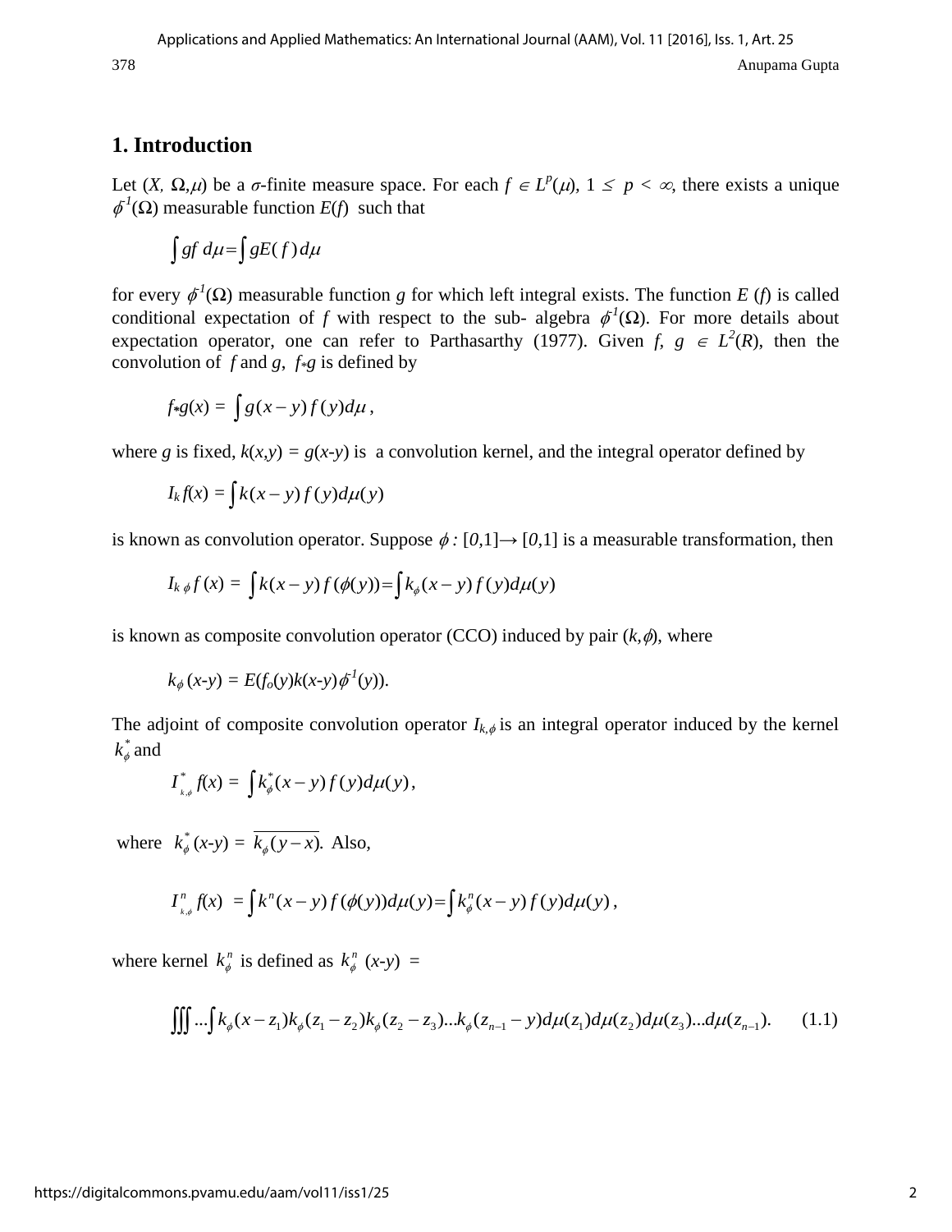## 1. Introduction

Let $(X, \Omega, \mu)$ be a $\sigma$-finite measure space. For each $f \in L^p(\mu)$, $1 \le p < \infty$, there exists a unique $\phi^{-1}(\Omega)$ measurable function $E(f)$ such that

$$\int gf \, d\mu = \int gE(f) \, d\mu$$

for every $\phi^{-1}(\Omega)$ measurable function $g$ for which left integral exists. The function $E(f)$ is called conditional expectation of $f$ with respect to the sub- algebra $\phi^{-1}(\Omega)$. For more details about expectation operator, one can refer to Parthasarthy (1977). Given $f, g \in L^2(R)$, then the convolution of $f$ and $g$, $f * g$ is defined by

$$f * g(x) = \int g(x-y) f(y) d\mu \, ,$$

where $g$ is fixed, $k(x,y) = g(x-y)$ is a convolution kernel, and the integral operator defined by

$$I_k f(x) = \int k(x-y) f(y) d\mu(y)$$

is known as convolution operator. Suppose $\phi : [0,1] \rightarrow [0,1]$ is a measurable transformation, then

$$I_{k\,\phi} f(x) = \int k(x-y) f(\phi(y)) = \int k_\phi(x-y) f(y) d\mu(y)$$

is known as composite convolution operator (CCO) induced by pair $(k,\phi)$, where

$$k_\phi(x-y) = E(f_o(y) k(x-y) \phi^{-1}(y)).$$

The adjoint of composite convolution operator $I_{k,\phi}$ is an integral operator induced by the kernel $k_\phi^*$ and

$$I^*_{k,\phi} f(x) = \int k_\phi^*(x-y) f(y) d\mu(y),$$

where $k_\phi^*(x-y) = \overline{k_\phi(y-x)}$. Also,

$$I^n_{k,\phi} f(x) = \int k^n(x-y) f(\phi(y)) d\mu(y) = \int k_\phi^n(x-y) f(y) d\mu(y),$$

where kernel $k_\phi^n$ is defined as $k_\phi^n(x-y) =$

$$\iiint \ldots \int k_\phi(x-z_1) k_\phi(z_1-z_2) k_\phi(z_2-z_3) \ldots k_\phi(z_{n-1}-y) d\mu(z_1) d\mu(z_2) d\mu(z_3) \ldots d\mu(z_{n-1}). \qquad (1.1)$$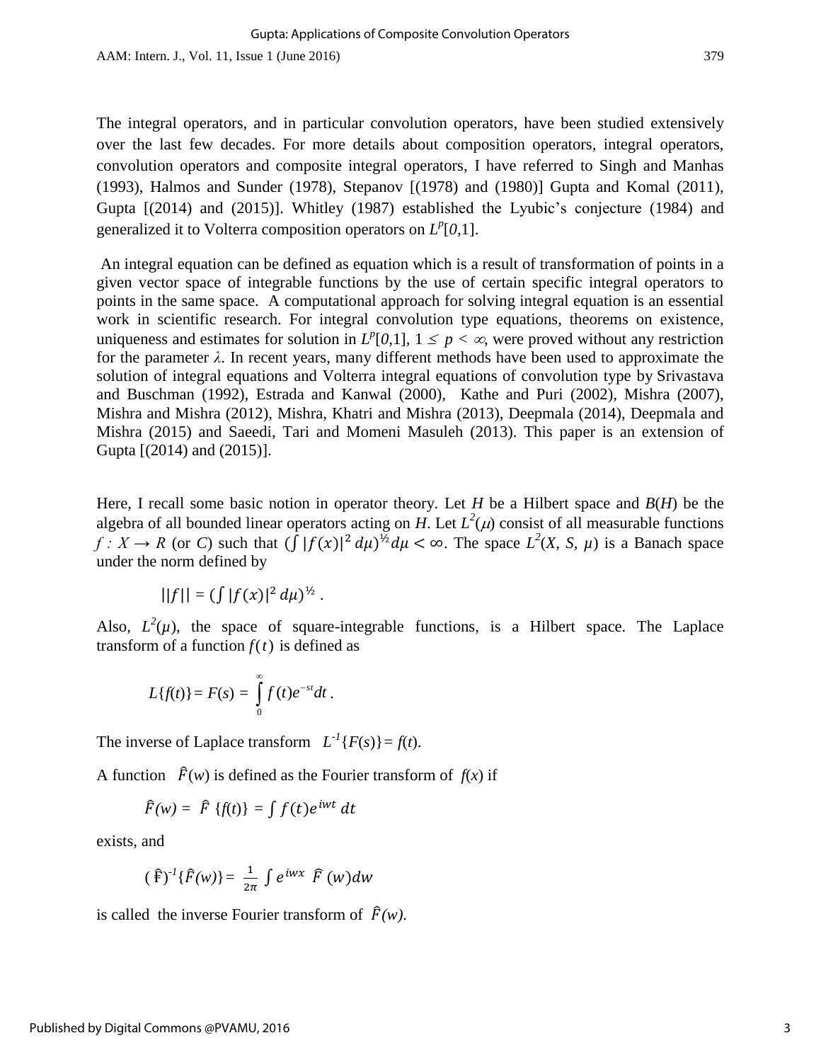The integral operators, and in particular convolution operators, have been studied extensively over the last few decades. For more details about composition operators, integral operators, convolution operators and composite integral operators, I have referred to Singh and Manhas (1993), Halmos and Sunder (1978), Stepanov [(1978) and (1980)] Gupta and Komal (2011), Gupta [(2014) and (2015)]. Whitley (1987) established the Lyubic's conjecture (1984) and generalized it to Volterra composition operators on $L^p[0,1]$.

An integral equation can be defined as equation which is a result of transformation of points in a given vector space of integrable functions by the use of certain specific integral operators to points in the same space. A computational approach for solving integral equation is an essential work in scientific research. For integral convolution type equations, theorems on existence, uniqueness and estimates for solution in $L^p[0,1]$, $1 \leq p < \infty$, were proved without any restriction for the parameter $\lambda$. In recent years, many different methods have been used to approximate the solution of integral equations and Volterra integral equations of convolution type by Srivastava and Buschman (1992), Estrada and Kanwal (2000), Kathe and Puri (2002), Mishra (2007), Mishra and Mishra (2012), Mishra, Khatri and Mishra (2013), Deepmala (2014), Deepmala and Mishra (2015) and Saeedi, Tari and Momeni Masuleh (2013). This paper is an extension of Gupta [(2014) and (2015)].

Here, I recall some basic notion in operator theory. Let $H$ be a Hilbert space and $B(H)$ be the algebra of all bounded linear operators acting on $H$. Let $L^2(\mu)$ consist of all measurable functions $f : X \rightarrow R$ (or $C$) such that $(\int |f(x)|^2 \, d\mu)^{½} d\mu < \infty$. The space $L^2(X, S, \mu)$ is a Banach space under the norm defined by

$$||f|| = (\int |f(x)|^2 \, d\mu)^{½} .$$

Also, $L^2(\mu)$, the space of square-integrable functions, is a Hilbert space. The Laplace transform of a function $f(t)$ is defined as

$$L\{f(t)\} = F(s) = \int_0^\infty f(t) e^{-st} dt .$$

The inverse of Laplace transform $L^{-1}\{F(s)\} = f(t)$.

A function $\hat{F}(w)$ is defined as the Fourier transform of $f(x)$ if

$$\hat{F}(w) = \hat{F}\ \{f(t)\} = \int f(t) e^{iwt} \, dt$$

exists, and

$$(\hat{F})^{-1}\{\hat{F}(w)\} = \frac{1}{2\pi} \int e^{iwx} \ \hat{F}\ (w) dw$$

is called the inverse Fourier transform of $\hat{F}(w)$.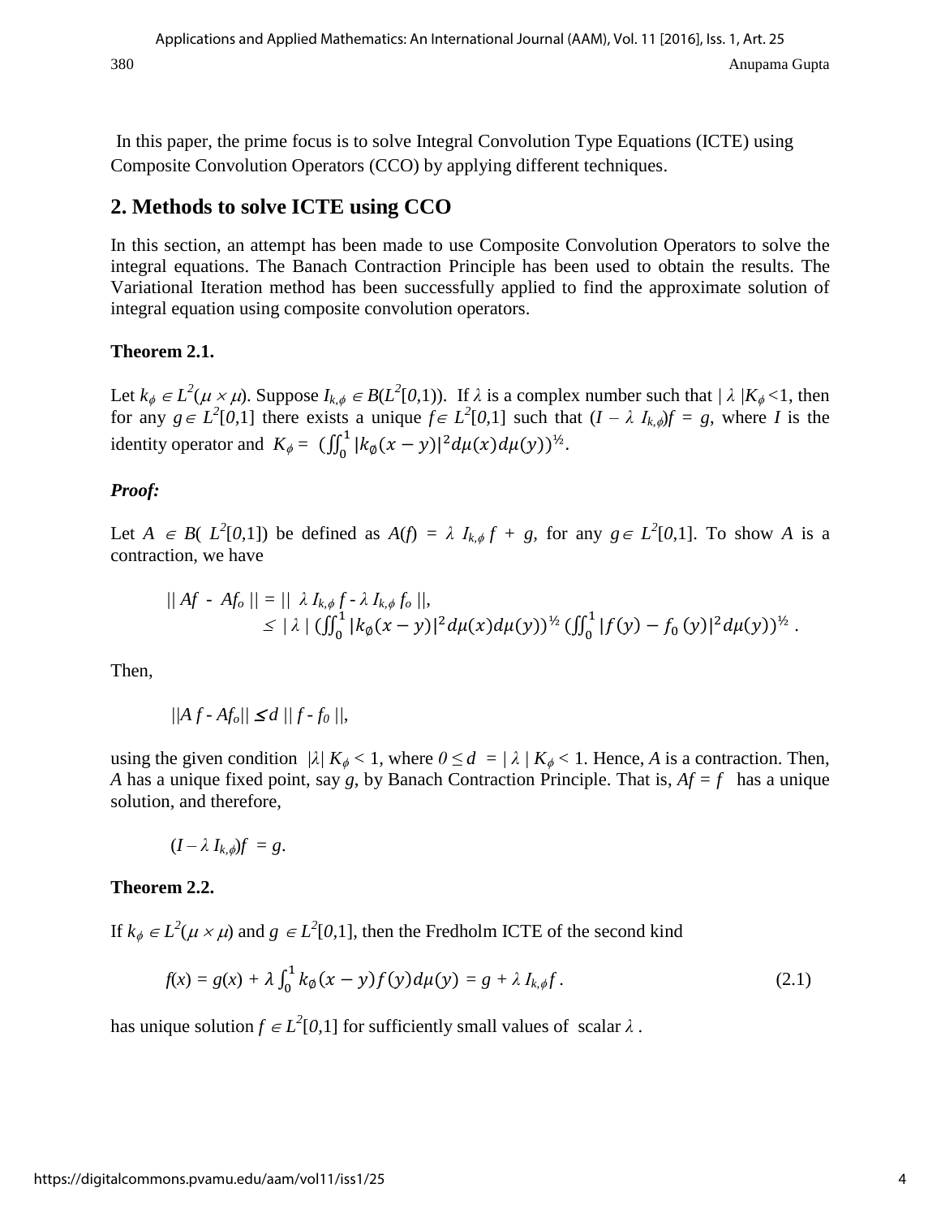In this paper, the prime focus is to solve Integral Convolution Type Equations (ICTE) using Composite Convolution Operators (CCO) by applying different techniques.

## 2. Methods to solve ICTE using CCO

In this section, an attempt has been made to use Composite Convolution Operators to solve the integral equations. The Banach Contraction Principle has been used to obtain the results. The Variational Iteration method has been successfully applied to find the approximate solution of integral equation using composite convolution operators.

**Theorem 2.1.**

Let $k_\phi \in L^2(\mu \times \mu)$. Suppose $I_{k,\phi} \in B(L^2[0,1))$. If $\lambda$ is a complex number such that $|\lambda| K_\phi < 1$, then for any $g \in L^2[0,1]$ there exists a unique $f \in L^2[0,1]$ such that $(I - \lambda I_{k,\phi})f = g$, where $I$ is the identity operator and $K_\phi = (\iint_0^1 |k_\emptyset(x-y)|^2 d\mu(x) d\mu(y))^{½}$.

***Proof:***

Let $A \in B(L^2[0,1])$ be defined as $A(f) = \lambda I_{k,\phi} f + g$, for any $g \in L^2[0,1]$. To show $A$ is a contraction, we have

$$|| Af - Af_o || = || \lambda I_{k,\phi} f - \lambda I_{k,\phi} f_o ||,$$
$$\leq |\lambda| (\iint_0^1 |k_\emptyset(x-y)|^2 d\mu(x) d\mu(y))^{½} (\iint_0^1 |f(y) - f_0(y)|^2 d\mu(y))^{½}.$$

Then,

$$||Af - Af_o|| \leq d \, || f - f_0 ||,$$

using the given condition $|\lambda| K_\phi < 1$, where $0 \leq d = |\lambda| K_\phi < 1$. Hence, $A$ is a contraction. Then, $A$ has a unique fixed point, say $g$, by Banach Contraction Principle. That is, $Af = f$ has a unique solution, and therefore,

$$(I - \lambda I_{k,\phi})f = g.$$

**Theorem 2.2.**

If $k_\phi \in L^2(\mu \times \mu)$ and $g \in L^2[0,1]$, then the Fredholm ICTE of the second kind

$$f(x) = g(x) + \lambda \int_0^1 k_\emptyset(x-y) f(y) d\mu(y) = g + \lambda I_{k,\phi} f. \tag{2.1}$$

has unique solution $f \in L^2[0,1]$ for sufficiently small values of scalar $\lambda$.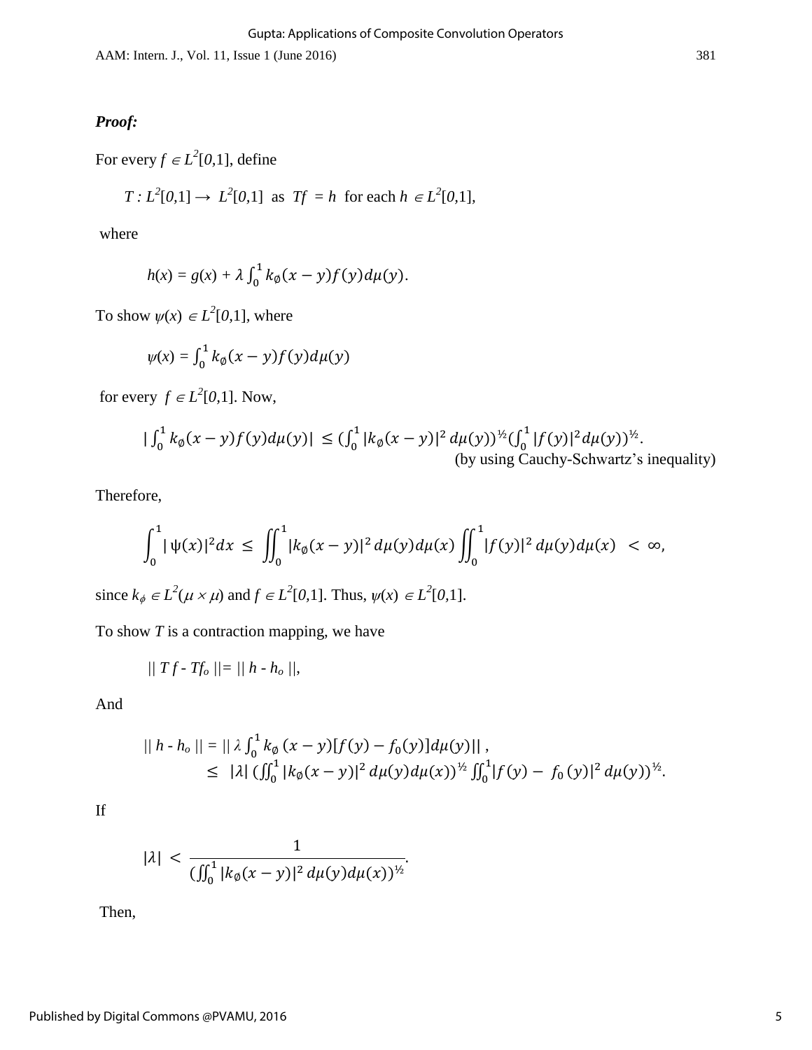***Proof:***

For every $f \in L^2[0,1]$, define

$$T : L^2[0,1] \rightarrow L^2[0,1] \text{ as } Tf = h \text{ for each } h \in L^2[0,1],$$

where

$$h(x) = g(x) + \lambda \int_0^1 k_\emptyset(x-y) f(y) d\mu(y).$$

To show $\psi(x) \in L^2[0,1]$, where

$$\psi(x) = \int_0^1 k_\emptyset(x-y) f(y) d\mu(y)$$

for every $f \in L^2[0,1]$. Now,

$$\left| \int_0^1 k_\emptyset(x-y) f(y) d\mu(y) \right| \leq \left(\int_0^1 |k_\emptyset(x-y)|^2 \, d\mu(y)\right)^{1/2} \left(\int_0^1 |f(y)|^2 d\mu(y)\right)^{1/2}.$$

(by using Cauchy-Schwartz's inequality)

Therefore,

$$\int_0^1 |\psi(x)|^2 dx \leq \iint_0^1 |k_\emptyset(x-y)|^2 \, d\mu(y) d\mu(x) \iint_0^1 |f(y)|^2 \, d\mu(y) d\mu(x) < \infty,$$

since $k_\phi \in L^2(\mu \times \mu)$ and $f \in L^2[0,1]$. Thus, $\psi(x) \in L^2[0,1]$.

To show $T$ is a contraction mapping, we have

$$\| Tf - Tf_o \| = \| h - h_o \|,$$

And

$$\begin{aligned} \| h - h_o \| &= \left\| \lambda \int_0^1 k_\emptyset(x-y)[f(y) - f_0(y)] d\mu(y) \right\|, \\ &\leq |\lambda| \left(\iint_0^1 |k_\emptyset(x-y)|^2 \, d\mu(y) d\mu(x)\right)^{1/2} \iint_0^1 |f(y) - f_0(y)|^2 \, d\mu(y))^{1/2}. \end{aligned}$$

If

$$|\lambda| < \frac{1}{\left(\iint_0^1 |k_\emptyset(x-y)|^2 \, d\mu(y) d\mu(x)\right)^{1/2}}.$$

Then,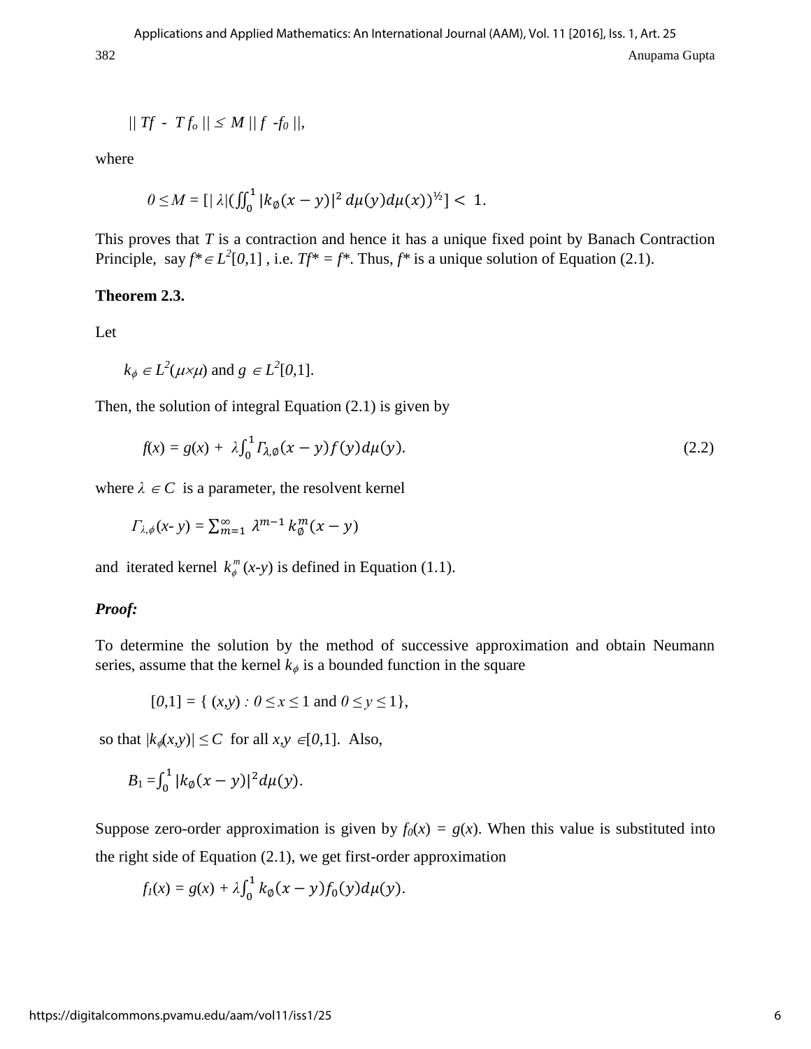$$|| Tf - T f_o || \leq M || f - f_0 ||,$$

where

$$0 \leq M = [| \lambda|(\iint_0^1 |k_\emptyset(x-y)|^2 \, d\mu(y) d\mu(x))^{½}] < 1.$$

This proves that $T$ is a contraction and hence it has a unique fixed point by Banach Contraction Principle, say $f^* \in L^2[0,1]$ , i.e. $Tf^* = f^*$. Thus, $f^*$ is a unique solution of Equation (2.1).

**Theorem 2.3.**

Let

$$k_\phi \in L^2(\mu \times \mu) \text{ and } g \in L^2[0,1].$$

Then, the solution of integral Equation (2.1) is given by

$$f(x) = g(x) + \lambda \int_0^1 \Gamma_{\lambda,\emptyset}(x-y) f(y) d\mu(y). \tag{2.2}$$

where $\lambda \in C$ is a parameter, the resolvent kernel

$$\Gamma_{\lambda,\phi}(x-y) = \sum_{m=1}^{\infty} \lambda^{m-1} \, k_\emptyset^m(x-y)$$

and iterated kernel $k_\phi^m(x\text{-}y)$ is defined in Equation (1.1).

***Proof:***

To determine the solution by the method of successive approximation and obtain Neumann series, assume that the kernel $k_\phi$ is a bounded function in the square

$$[0,1] = \{ (x,y) : 0 \leq x \leq 1 \text{ and } 0 \leq y \leq 1\},$$

so that $|k_\phi(x,y)| \leq C$ for all $x,y \in [0,1]$. Also,

$$B_1 = \int_0^1 |k_\emptyset(x-y)|^2 d\mu(y).$$

Suppose zero-order approximation is given by $f_0(x) = g(x)$. When this value is substituted into the right side of Equation (2.1), we get first-order approximation

$$f_1(x) = g(x) + \lambda \int_0^1 k_\emptyset(x-y) f_0(y) d\mu(y).$$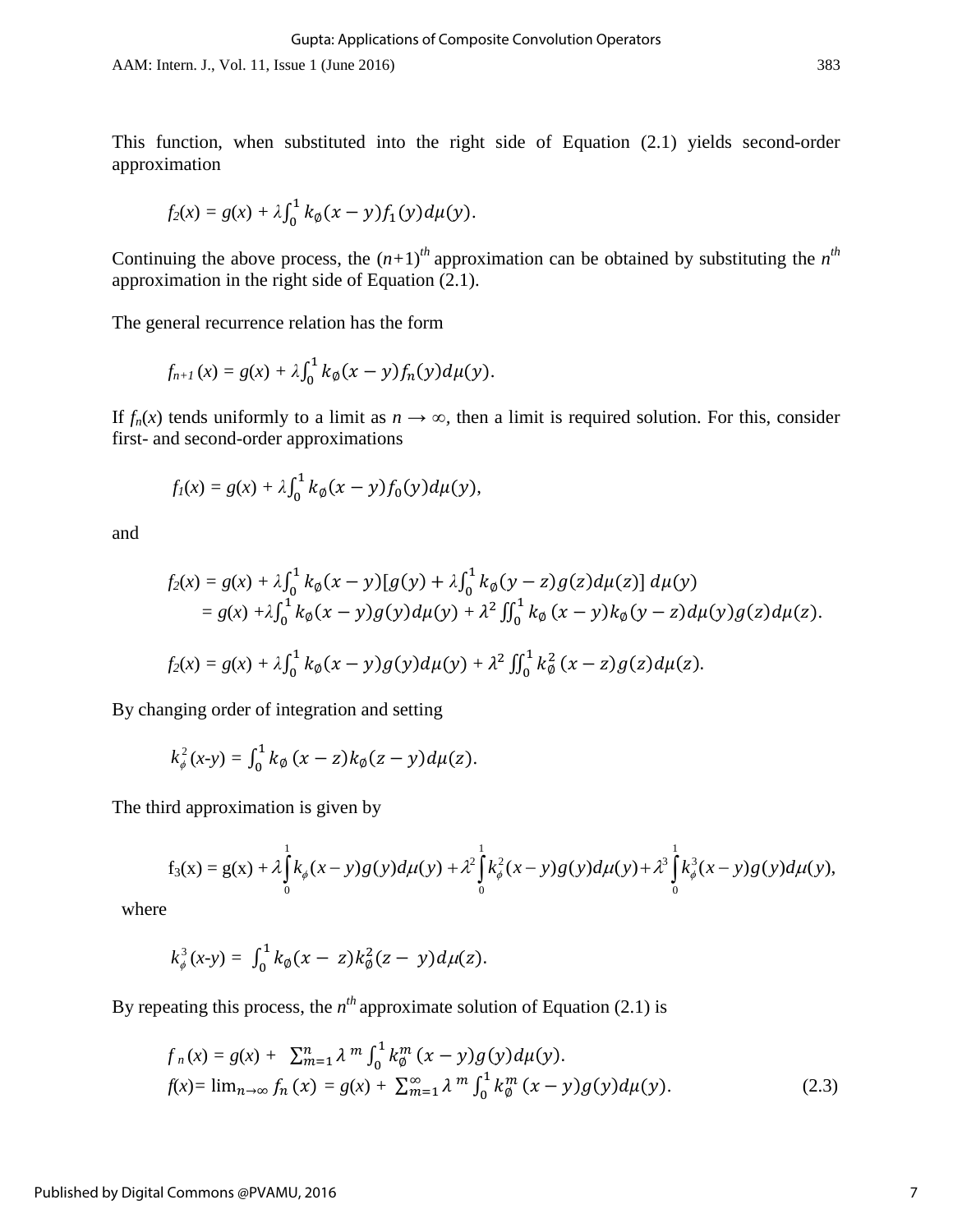This function, when substituted into the right side of Equation (2.1) yields second-order approximation

$$f_2(x) = g(x) + \lambda\int_0^1 k_{\emptyset}(x-y)f_1(y)d\mu(y).$$

Continuing the above process, the $(n+1)^{th}$ approximation can be obtained by substituting the $n^{th}$ approximation in the right side of Equation (2.1).

The general recurrence relation has the form

$$f_{n+1}(x) = g(x) + \lambda\int_0^1 k_{\emptyset}(x-y)f_n(y)d\mu(y).$$

If $f_n(x)$ tends uniformly to a limit as $n \to \infty$, then a limit is required solution. For this, consider first- and second-order approximations

$$f_1(x) = g(x) + \lambda\int_0^1 k_{\emptyset}(x-y)f_0(y)d\mu(y),$$

and

$$f_2(x) = g(x) + \lambda\int_0^1 k_{\emptyset}(x-y)[g(y) + \lambda\int_0^1 k_{\emptyset}(y-z)g(z)d\mu(z)]\, d\mu(y)$$
$$= g(x) + \lambda\int_0^1 k_{\emptyset}(x-y)g(y)d\mu(y) + \lambda^2 \iint_0^1 k_{\emptyset}(x-y)k_{\emptyset}(y-z)d\mu(y)g(z)d\mu(z).$$

$$f_2(x) = g(x) + \lambda\int_0^1 k_{\emptyset}(x-y)g(y)d\mu(y) + \lambda^2 \iint_0^1 k_{\emptyset}^2(x-z)g(z)d\mu(z).$$

By changing order of integration and setting

$$k_{\phi}^2(x-y) = \int_0^1 k_{\emptyset}(x-z)k_{\emptyset}(z-y)d\mu(z).$$

The third approximation is given by

$$f_3(x) = g(x) + \lambda\int_0^1 k_{\phi}(x-y)g(y)d\mu(y) + \lambda^2\int_0^1 k_{\phi}^2(x-y)g(y)d\mu(y) + \lambda^3\int_0^1 k_{\phi}^3(x-y)g(y)d\mu(y),$$

where

$$k_{\phi}^3(x-y) = \int_0^1 k_{\emptyset}(x-z)k_{\emptyset}^2(z-y)d\mu(z).$$

By repeating this process, the $n^{th}$ approximate solution of Equation (2.1) is

$$f_n(x) = g(x) + \sum_{m=1}^{n} \lambda^m \int_0^1 k_{\emptyset}^m(x-y)g(y)d\mu(y).$$

$$f(x) = \lim_{n\to\infty} f_n(x) = g(x) + \sum_{m=1}^{\infty} \lambda^m \int_0^1 k_{\emptyset}^m(x-y)g(y)d\mu(y). \tag{2.3}$$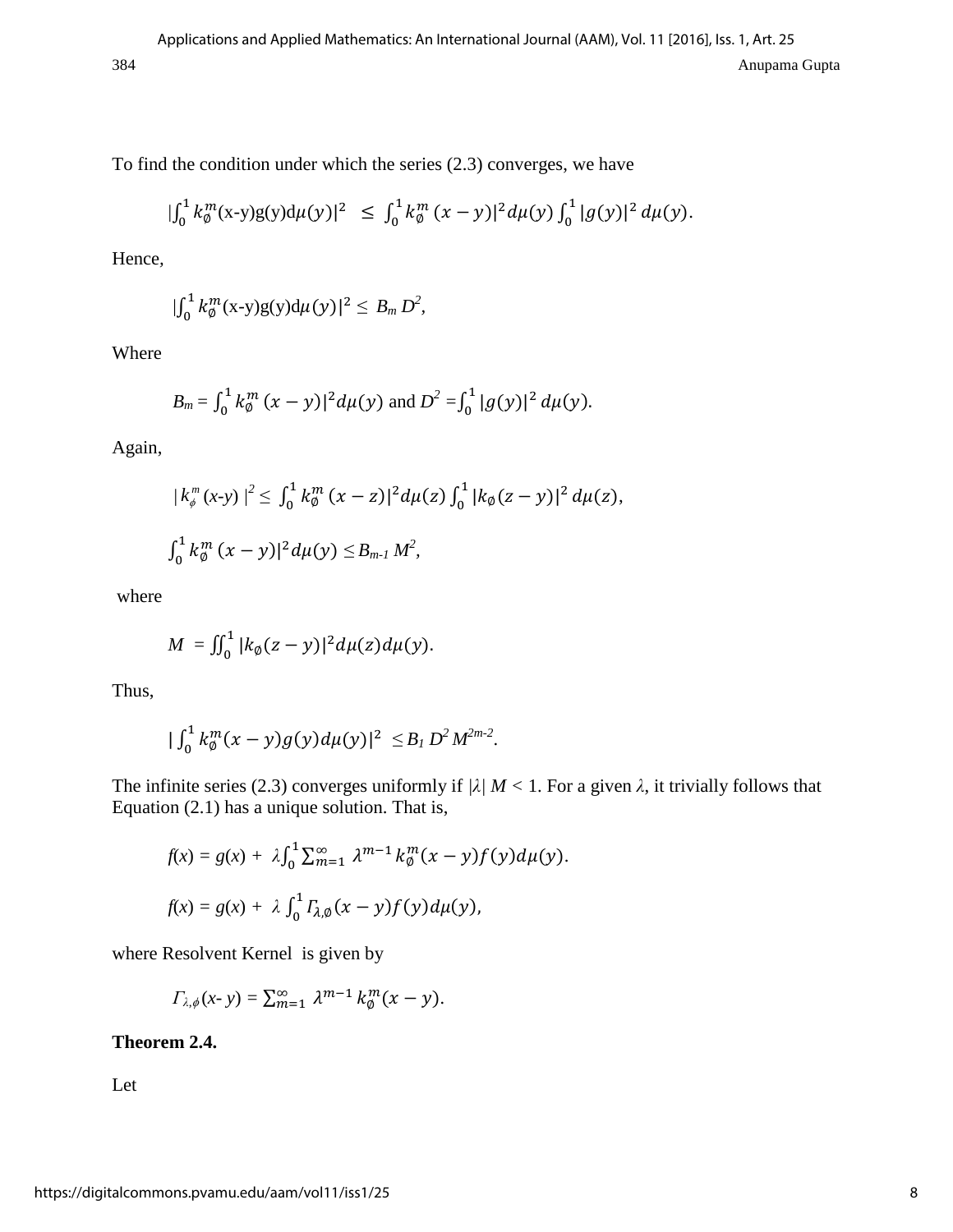To find the condition under which the series (2.3) converges, we have

$$\left|\int_0^1 k_\emptyset^m(x-y)g(y)d\mu(y)\right|^2 \leq \int_0^1 k_\emptyset^m(x-y)|^2 d\mu(y) \int_0^1 |g(y)|^2 d\mu(y).$$

Hence,

$$\left|\int_0^1 k_\emptyset^m(x-y)g(y)d\mu(y)\right|^2 \leq B_m D^2,$$

Where

$$B_m = \int_0^1 k_\emptyset^m(x-y)|^2 d\mu(y) \text{ and } D^2 = \int_0^1 |g(y)|^2 d\mu(y).$$

Again,

$$|k_\phi^m(x-y)|^2 \leq \int_0^1 k_\emptyset^m(x-z)|^2 d\mu(z) \int_0^1 |k_\emptyset(z-y)|^2 d\mu(z),$$

$$\int_0^1 k_\emptyset^m(x-y)|^2 d\mu(y) \leq B_{m-1} M^2,$$

where

$$M = \iint_0^1 |k_\emptyset(z-y)|^2 d\mu(z) d\mu(y).$$

Thus,

$$\left|\int_0^1 k_\emptyset^m(x-y)g(y)d\mu(y)\right|^2 \leq B_1 D^2 M^{2m-2}.$$

The infinite series (2.3) converges uniformly if $|\lambda| M < 1$. For a given $\lambda$, it trivially follows that Equation (2.1) has a unique solution. That is,

$$f(x) = g(x) + \lambda\int_0^1 \sum_{m=1}^{\infty} \lambda^{m-1} k_\emptyset^m(x-y)f(y)d\mu(y).$$

$$f(x) = g(x) + \lambda\int_0^1 \Gamma_{\lambda,\emptyset}(x-y)f(y)d\mu(y),$$

where Resolvent Kernel is given by

$$\Gamma_{\lambda,\phi}(x-y) = \sum_{m=1}^{\infty} \lambda^{m-1} k_\emptyset^m(x-y).$$

**Theorem 2.4.**

Let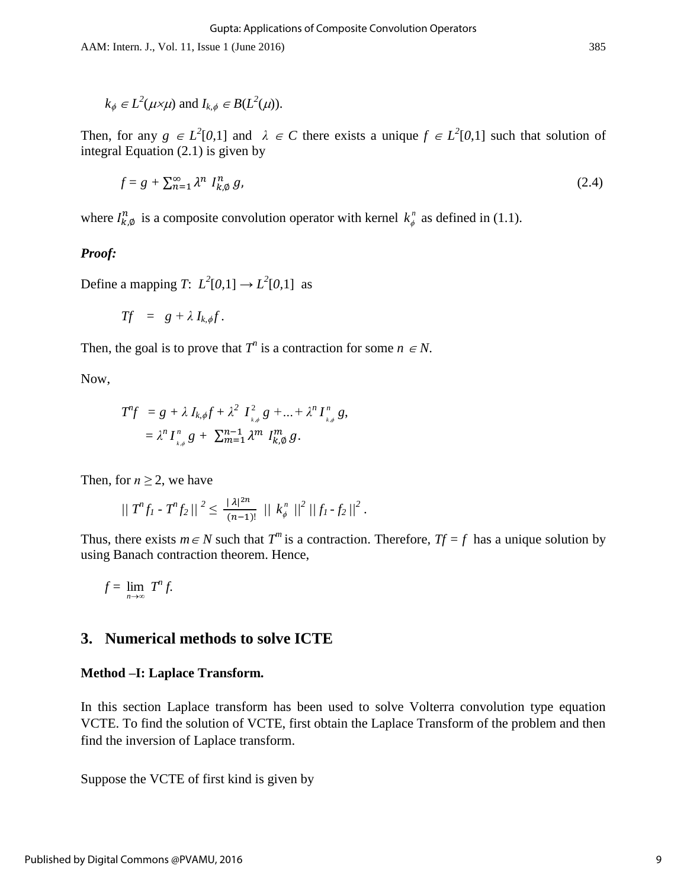$k_\phi \in L^2(\mu\times\mu)$ and $I_{k,\phi} \in B(L^2(\mu))$.

Then, for any $g \in L^2[0,1]$ and $\lambda \in C$ there exists a unique $f \in L^2[0,1]$ such that solution of integral Equation (2.1) is given by

$$f = g + \sum_{n=1}^{\infty} \lambda^n \, I_{k,\emptyset}^n \, g, \tag{2.4}$$

where $I_{k,\emptyset}^n$ is a composite convolution operator with kernel $k_\phi^n$ as defined in (1.1).

***Proof:***

Define a mapping $T$: $L^2[0,1] \rightarrow L^2[0,1]$ as

$$Tf \;=\; g + \lambda\, I_{k,\phi} f\,.$$

Then, the goal is to prove that $T^n$ is a contraction for some $n \in N$.

Now,

$$\begin{aligned} T^n f &= g + \lambda\, I_{k,\phi} f + \lambda^2\, I_{k,\phi}^2\, g + \ldots + \lambda^n\, I_{k,\phi}^n\, g, \\ &= \lambda^n\, I_{k,\phi}^n\, g + \sum_{m=1}^{n-1} \lambda^m\, I_{k,\emptyset}^m\, g. \end{aligned}$$

Then, for $n \geq 2$, we have

$$\|\, T^n f_1 - T^n f_2 \,\|^2 \leq \frac{|\lambda|^{2n}}{(n-1)!} \;\|\, k_\phi^n \,\|^2 \,\|\, f_1 - f_2 \,\|^2\,.$$

Thus, there exists $m \in N$ such that $T^m$ is a contraction. Therefore, $Tf = f$ has a unique solution by using Banach contraction theorem. Hence,

$$f = \lim_{n\to\infty} T^n f.$$

## 3. Numerical methods to solve ICTE

### Method –I: Laplace Transform.

In this section Laplace transform has been used to solve Volterra convolution type equation VCTE. To find the solution of VCTE, first obtain the Laplace Transform of the problem and then find the inversion of Laplace transform.

Suppose the VCTE of first kind is given by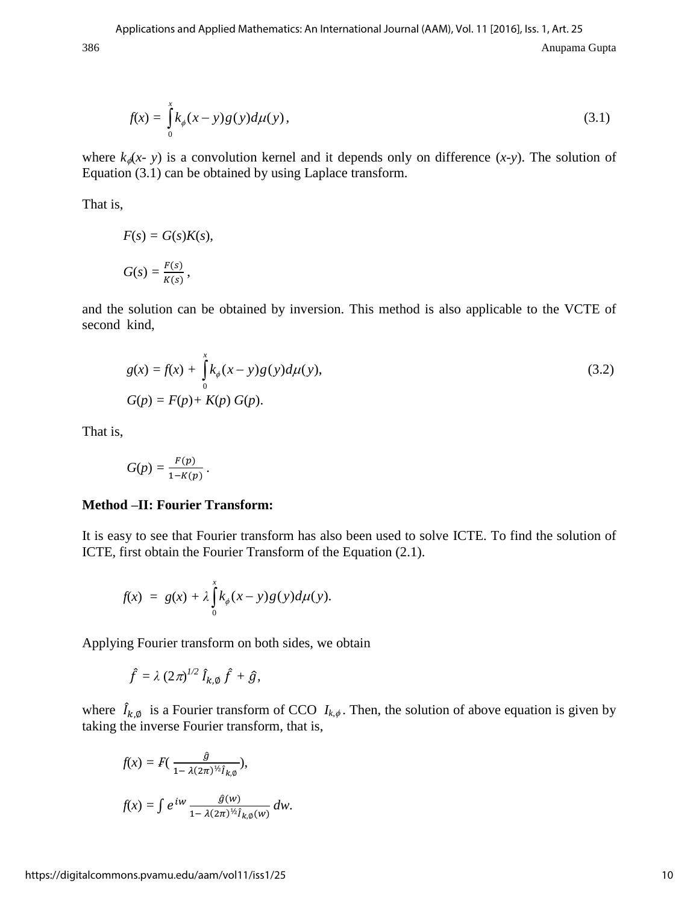$$f(x) = \int_0^x k_\phi(x-y)g(y)d\mu(y), \tag{3.1}$$

where $k_\phi(x-y)$ is a convolution kernel and it depends only on difference $(x$-$y)$. The solution of Equation (3.1) can be obtained by using Laplace transform.

That is,

$$F(s) = G(s)K(s),$$

$$G(s) = \frac{F(s)}{K(s)},$$

and the solution can be obtained by inversion. This method is also applicable to the VCTE of second kind,

$$g(x) = f(x) + \int_0^x k_\phi(x-y)g(y)d\mu(y), \tag{3.2}$$

$$G(p) = F(p) + K(p)\,G(p).$$

That is,

$$G(p) = \frac{F(p)}{1-K(p)}.$$

**Method –II: Fourier Transform:**

It is easy to see that Fourier transform has also been used to solve ICTE. To find the solution of ICTE, first obtain the Fourier Transform of the Equation (2.1).

$$f(x) = g(x) + \lambda\int_0^x k_\phi(x-y)g(y)d\mu(y).$$

Applying Fourier transform on both sides, we obtain

$$\hat{f} = \lambda\,(2\pi)^{1/2}\,\hat{I}_{k,\emptyset}\,\hat{f} + \hat{g},$$

where $\hat{I}_{k,\emptyset}$ is a Fourier transform of CCO $I_{k,\phi}$. Then, the solution of above equation is given by taking the inverse Fourier transform, that is,

$$f(x) = F\left(\frac{\hat{g}}{1-\lambda(2\pi)^{1/2}\hat{I}_{k,\emptyset}}\right),$$

$$f(x) = \int e^{iw}\frac{\hat{g}(w)}{1-\lambda(2\pi)^{1/2}\hat{I}_{k,\emptyset}(w)}\,dw.$$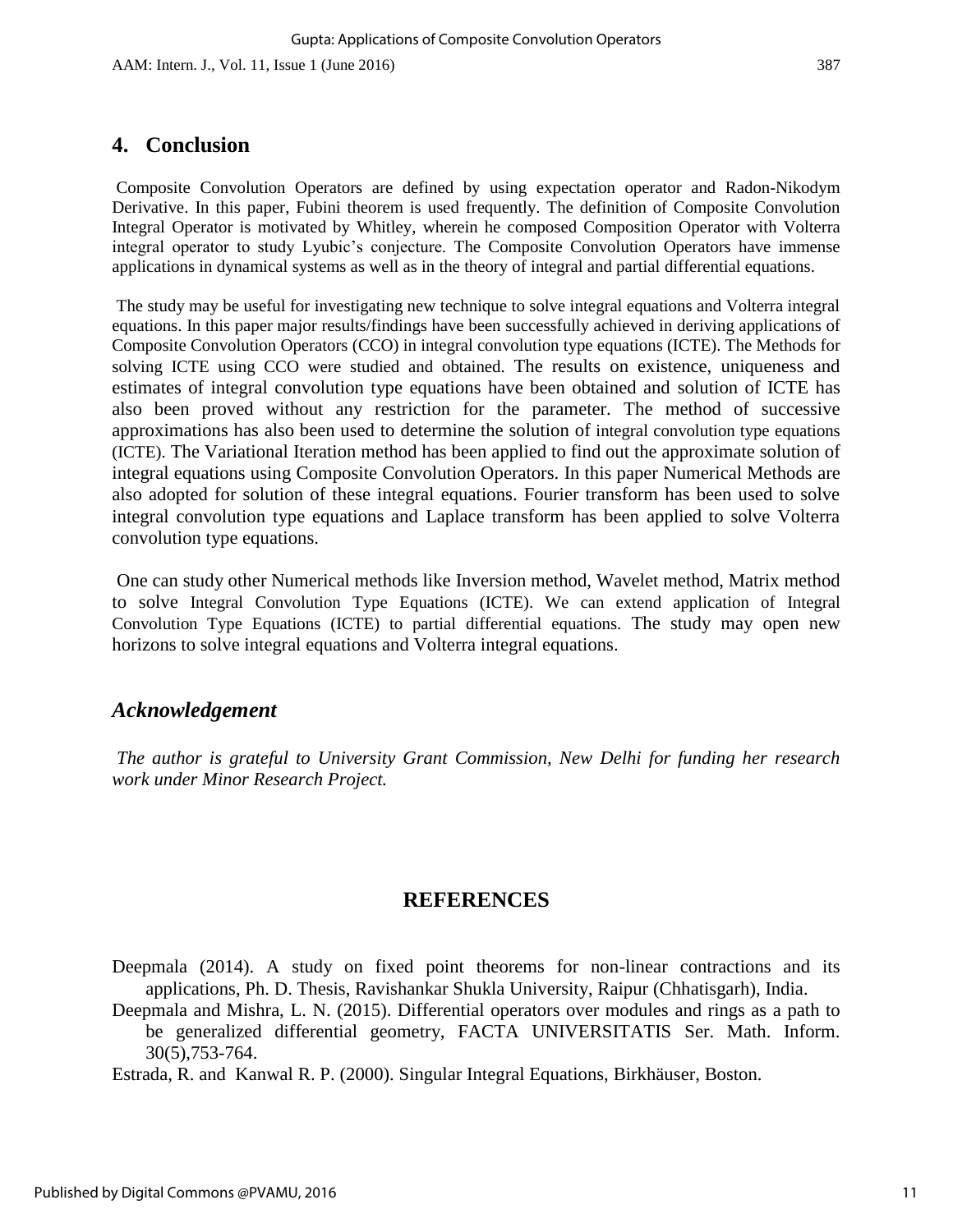## 4. Conclusion

Composite Convolution Operators are defined by using expectation operator and Radon-Nikodym Derivative. In this paper, Fubini theorem is used frequently. The definition of Composite Convolution Integral Operator is motivated by Whitley, wherein he composed Composition Operator with Volterra integral operator to study Lyubic's conjecture. The Composite Convolution Operators have immense applications in dynamical systems as well as in the theory of integral and partial differential equations.

The study may be useful for investigating new technique to solve integral equations and Volterra integral equations. In this paper major results/findings have been successfully achieved in deriving applications of Composite Convolution Operators (CCO) in integral convolution type equations (ICTE). The Methods for solving ICTE using CCO were studied and obtained. The results on existence, uniqueness and estimates of integral convolution type equations have been obtained and solution of ICTE has also been proved without any restriction for the parameter. The method of successive approximations has also been used to determine the solution of integral convolution type equations (ICTE). The Variational Iteration method has been applied to find out the approximate solution of integral equations using Composite Convolution Operators. In this paper Numerical Methods are also adopted for solution of these integral equations. Fourier transform has been used to solve integral convolution type equations and Laplace transform has been applied to solve Volterra convolution type equations.

One can study other Numerical methods like Inversion method, Wavelet method, Matrix method to solve Integral Convolution Type Equations (ICTE). We can extend application of Integral Convolution Type Equations (ICTE) to partial differential equations. The study may open new horizons to solve integral equations and Volterra integral equations.

### *Acknowledgement*

*The author is grateful to University Grant Commission, New Delhi for funding her research work under Minor Research Project.*

## REFERENCES

Deepmala (2014). A study on fixed point theorems for non-linear contractions and its applications, Ph. D. Thesis, Ravishankar Shukla University, Raipur (Chhatisgarh), India.

Deepmala and Mishra, L. N. (2015). Differential operators over modules and rings as a path to be generalized differential geometry, FACTA UNIVERSITATIS Ser. Math. Inform. 30(5),753-764.

Estrada, R. and Kanwal R. P. (2000). Singular Integral Equations, Birkhäuser, Boston.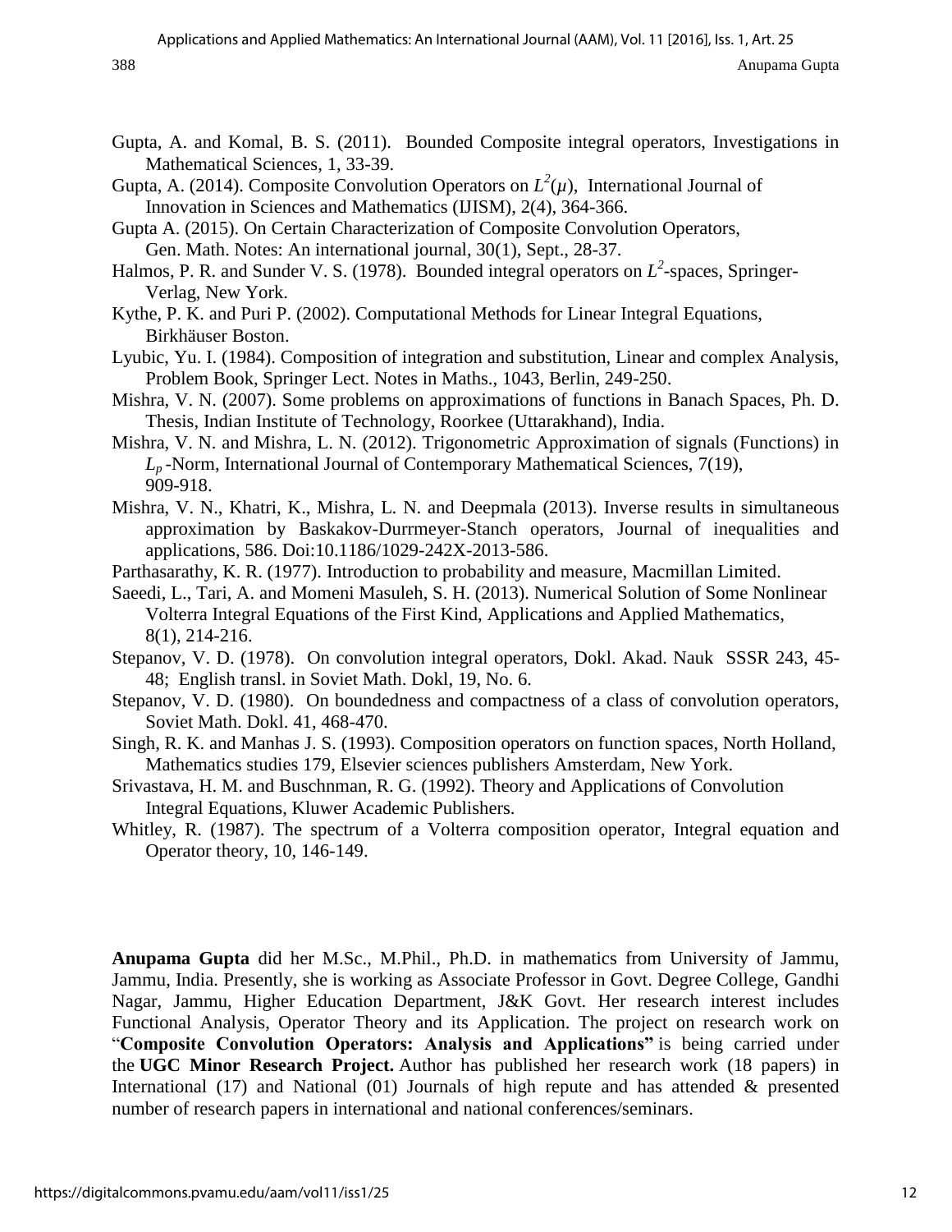Gupta, A. and Komal, B. S. (2011). Bounded Composite integral operators, Investigations in Mathematical Sciences, 1, 33-39.

Gupta, A. (2014). Composite Convolution Operators on $L^2(\mu)$, International Journal of Innovation in Sciences and Mathematics (IJISM), 2(4), 364-366.

Gupta A. (2015). On Certain Characterization of Composite Convolution Operators, Gen. Math. Notes: An international journal, 30(1), Sept., 28-37.

Halmos, P. R. and Sunder V. S. (1978). Bounded integral operators on $L^2$-spaces, Springer-Verlag, New York.

Kythe, P. K. and Puri P. (2002). Computational Methods for Linear Integral Equations, Birkhäuser Boston.

Lyubic, Yu. I. (1984). Composition of integration and substitution, Linear and complex Analysis, Problem Book, Springer Lect. Notes in Maths., 1043, Berlin, 249-250.

Mishra, V. N. (2007). Some problems on approximations of functions in Banach Spaces, Ph. D. Thesis, Indian Institute of Technology, Roorkee (Uttarakhand), India.

Mishra, V. N. and Mishra, L. N. (2012). Trigonometric Approximation of signals (Functions) in $L_p$-Norm, International Journal of Contemporary Mathematical Sciences, 7(19), 909-918.

Mishra, V. N., Khatri, K., Mishra, L. N. and Deepmala (2013). Inverse results in simultaneous approximation by Baskakov-Durrmeyer-Stanch operators, Journal of inequalities and applications, 586. Doi:10.1186/1029-242X-2013-586.

Parthasarathy, K. R. (1977). Introduction to probability and measure, Macmillan Limited.

Saeedi, L., Tari, A. and Momeni Masuleh, S. H. (2013). Numerical Solution of Some Nonlinear Volterra Integral Equations of the First Kind, Applications and Applied Mathematics, 8(1), 214-216.

Stepanov, V. D. (1978). On convolution integral operators, Dokl. Akad. Nauk SSSR 243, 45-48; English transl. in Soviet Math. Dokl, 19, No. 6.

Stepanov, V. D. (1980). On boundedness and compactness of a class of convolution operators, Soviet Math. Dokl. 41, 468-470.

Singh, R. K. and Manhas J. S. (1993). Composition operators on function spaces, North Holland, Mathematics studies 179, Elsevier sciences publishers Amsterdam, New York.

Srivastava, H. M. and Buschnman, R. G. (1992). Theory and Applications of Convolution Integral Equations, Kluwer Academic Publishers.

Whitley, R. (1987). The spectrum of a Volterra composition operator, Integral equation and Operator theory, 10, 146-149.

**Anupama Gupta** did her M.Sc., M.Phil., Ph.D. in mathematics from University of Jammu, Jammu, India. Presently, she is working as Associate Professor in Govt. Degree College, Gandhi Nagar, Jammu, Higher Education Department, J&K Govt. Her research interest includes Functional Analysis, Operator Theory and its Application. The project on research work on "**Composite Convolution Operators: Analysis and Applications**" is being carried under the **UGC Minor Research Project.** Author has published her research work (18 papers) in International (17) and National (01) Journals of high repute and has attended & presented number of research papers in international and national conferences/seminars.